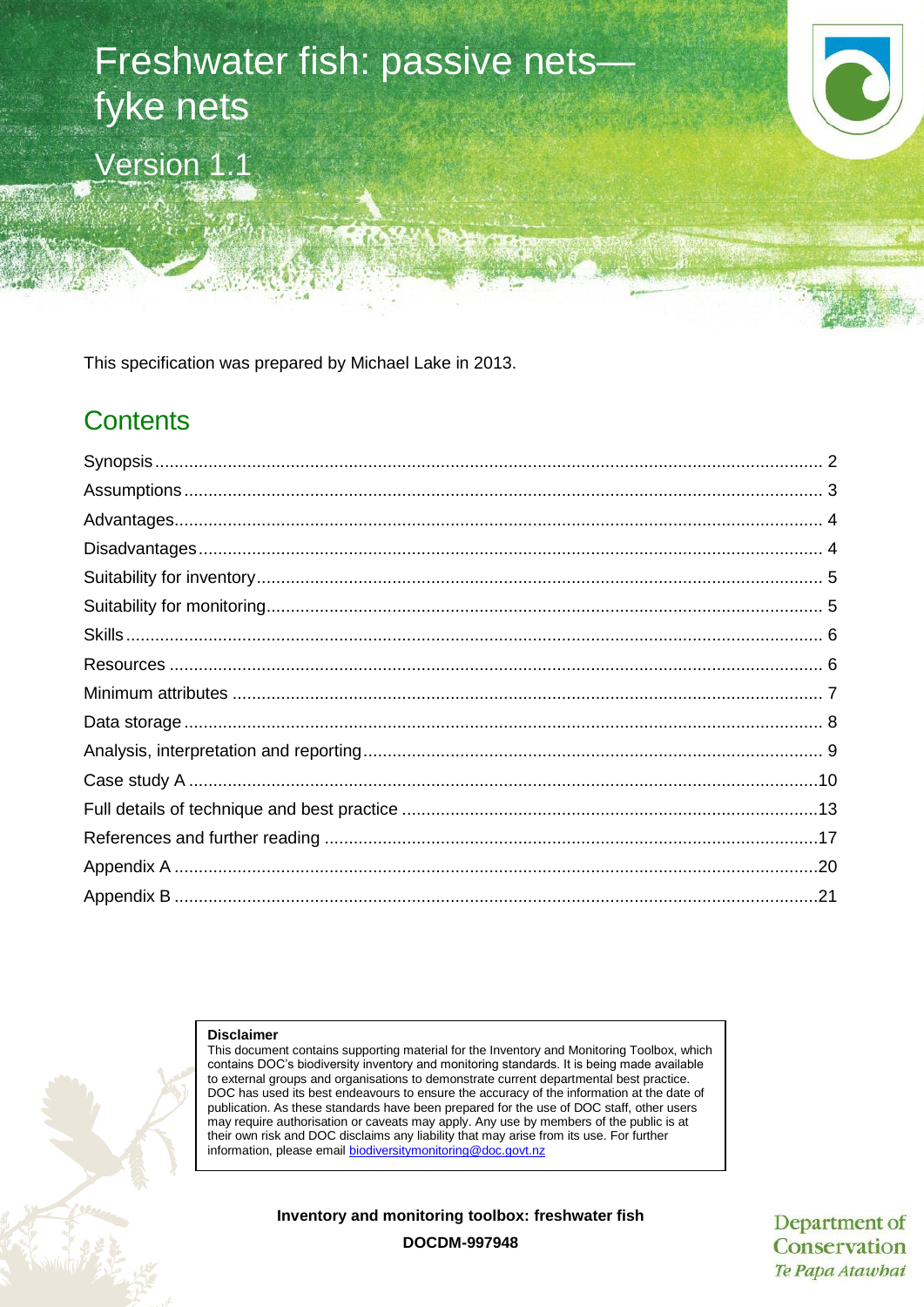# Freshwater fish: passive nets—fyke nets

Version 1.1

This specification was prepared by Michael Lake in 2013.

## Contents

Synopsis .......... 2
Assumptions .......... 3
Advantages .......... 4
Disadvantages .......... 4
Suitability for inventory .......... 5
Suitability for monitoring .......... 5
Skills .......... 6
Resources .......... 6
Minimum attributes .......... 7
Data storage .......... 8
Analysis, interpretation and reporting .......... 9
Case study A .......... 10
Full details of technique and best practice .......... 13
References and further reading .......... 17
Appendix A .......... 20
Appendix B .......... 21

**Disclaimer**
This document contains supporting material for the Inventory and Monitoring Toolbox, which contains DOC's biodiversity inventory and monitoring standards. It is being made available to external groups and organisations to demonstrate current departmental best practice. DOC has used its best endeavours to ensure the accuracy of the information at the date of publication. As these standards have been prepared for the use of DOC staff, other users may require authorisation or caveats may apply. Any use by members of the public is at their own risk and DOC disclaims any liability that may arise from its use. For further information, please email biodiversitymonitoring@doc.govt.nz

**Inventory and monitoring toolbox: freshwater fish**

**DOCDM-997948**

Department of Conservation
*Te Papa Atawhai*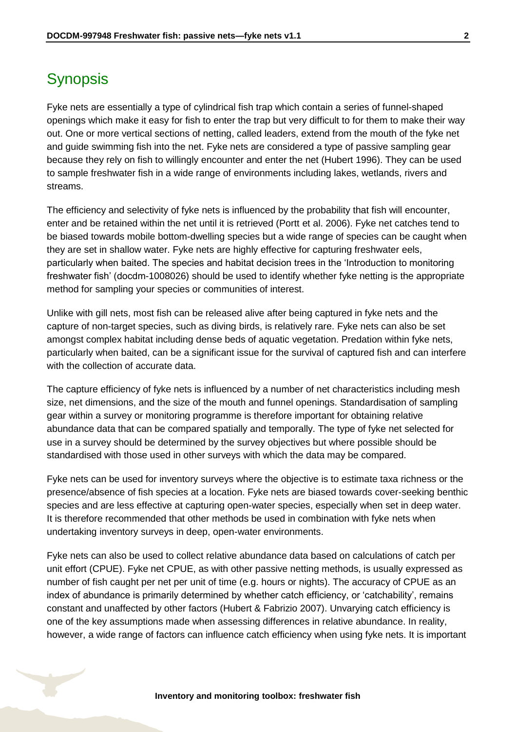## Synopsis

Fyke nets are essentially a type of cylindrical fish trap which contain a series of funnel-shaped openings which make it easy for fish to enter the trap but very difficult to for them to make their way out. One or more vertical sections of netting, called leaders, extend from the mouth of the fyke net and guide swimming fish into the net. Fyke nets are considered a type of passive sampling gear because they rely on fish to willingly encounter and enter the net (Hubert 1996). They can be used to sample freshwater fish in a wide range of environments including lakes, wetlands, rivers and streams.

The efficiency and selectivity of fyke nets is influenced by the probability that fish will encounter, enter and be retained within the net until it is retrieved (Portt et al. 2006). Fyke net catches tend to be biased towards mobile bottom-dwelling species but a wide range of species can be caught when they are set in shallow water. Fyke nets are highly effective for capturing freshwater eels, particularly when baited. The species and habitat decision trees in the 'Introduction to monitoring freshwater fish' (docdm-1008026) should be used to identify whether fyke netting is the appropriate method for sampling your species or communities of interest.

Unlike with gill nets, most fish can be released alive after being captured in fyke nets and the capture of non-target species, such as diving birds, is relatively rare. Fyke nets can also be set amongst complex habitat including dense beds of aquatic vegetation. Predation within fyke nets, particularly when baited, can be a significant issue for the survival of captured fish and can interfere with the collection of accurate data.

The capture efficiency of fyke nets is influenced by a number of net characteristics including mesh size, net dimensions, and the size of the mouth and funnel openings. Standardisation of sampling gear within a survey or monitoring programme is therefore important for obtaining relative abundance data that can be compared spatially and temporally. The type of fyke net selected for use in a survey should be determined by the survey objectives but where possible should be standardised with those used in other surveys with which the data may be compared.

Fyke nets can be used for inventory surveys where the objective is to estimate taxa richness or the presence/absence of fish species at a location. Fyke nets are biased towards cover-seeking benthic species and are less effective at capturing open-water species, especially when set in deep water. It is therefore recommended that other methods be used in combination with fyke nets when undertaking inventory surveys in deep, open-water environments.

Fyke nets can also be used to collect relative abundance data based on calculations of catch per unit effort (CPUE). Fyke net CPUE, as with other passive netting methods, is usually expressed as number of fish caught per net per unit of time (e.g. hours or nights). The accuracy of CPUE as an index of abundance is primarily determined by whether catch efficiency, or 'catchability', remains constant and unaffected by other factors (Hubert & Fabrizio 2007). Unvarying catch efficiency is one of the key assumptions made when assessing differences in relative abundance. In reality, however, a wide range of factors can influence catch efficiency when using fyke nets. It is important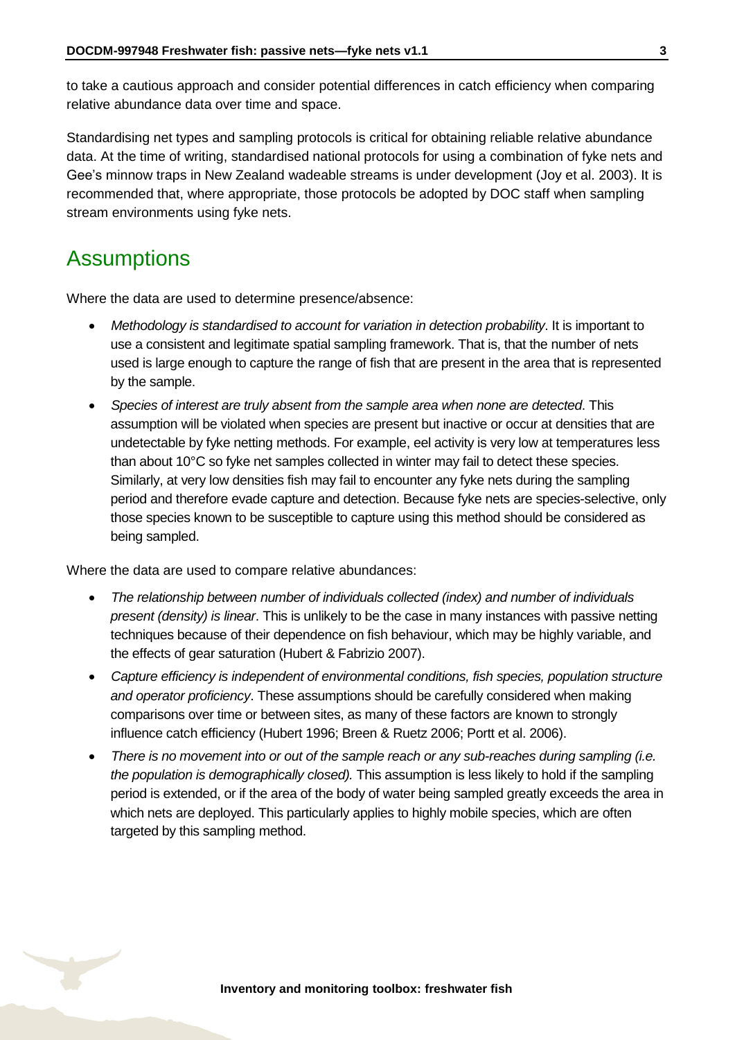to take a cautious approach and consider potential differences in catch efficiency when comparing relative abundance data over time and space.

Standardising net types and sampling protocols is critical for obtaining reliable relative abundance data. At the time of writing, standardised national protocols for using a combination of fyke nets and Gee's minnow traps in New Zealand wadeable streams is under development (Joy et al. 2003). It is recommended that, where appropriate, those protocols be adopted by DOC staff when sampling stream environments using fyke nets.

## Assumptions

Where the data are used to determine presence/absence:

- *Methodology is standardised to account for variation in detection probability*. It is important to use a consistent and legitimate spatial sampling framework. That is, that the number of nets used is large enough to capture the range of fish that are present in the area that is represented by the sample.
- *Species of interest are truly absent from the sample area when none are detected*. This assumption will be violated when species are present but inactive or occur at densities that are undetectable by fyke netting methods. For example, eel activity is very low at temperatures less than about 10°C so fyke net samples collected in winter may fail to detect these species. Similarly, at very low densities fish may fail to encounter any fyke nets during the sampling period and therefore evade capture and detection. Because fyke nets are species-selective, only those species known to be susceptible to capture using this method should be considered as being sampled.

Where the data are used to compare relative abundances:

- *The relationship between number of individuals collected (index) and number of individuals present (density) is linear*. This is unlikely to be the case in many instances with passive netting techniques because of their dependence on fish behaviour, which may be highly variable, and the effects of gear saturation (Hubert & Fabrizio 2007).
- *Capture efficiency is independent of environmental conditions, fish species, population structure and operator proficiency*. These assumptions should be carefully considered when making comparisons over time or between sites, as many of these factors are known to strongly influence catch efficiency (Hubert 1996; Breen & Ruetz 2006; Portt et al. 2006).
- *There is no movement into or out of the sample reach or any sub-reaches during sampling (i.e. the population is demographically closed).* This assumption is less likely to hold if the sampling period is extended, or if the area of the body of water being sampled greatly exceeds the area in which nets are deployed. This particularly applies to highly mobile species, which are often targeted by this sampling method.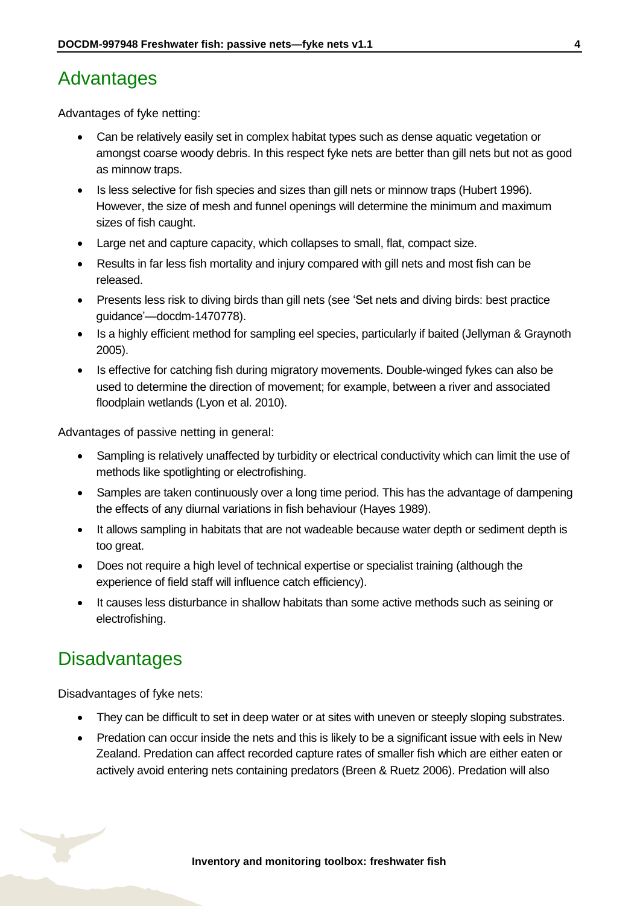## Advantages

Advantages of fyke netting:

- Can be relatively easily set in complex habitat types such as dense aquatic vegetation or amongst coarse woody debris. In this respect fyke nets are better than gill nets but not as good as minnow traps.
- Is less selective for fish species and sizes than gill nets or minnow traps (Hubert 1996). However, the size of mesh and funnel openings will determine the minimum and maximum sizes of fish caught.
- Large net and capture capacity, which collapses to small, flat, compact size.
- Results in far less fish mortality and injury compared with gill nets and most fish can be released.
- Presents less risk to diving birds than gill nets (see 'Set nets and diving birds: best practice guidance'—docdm-1470778).
- Is a highly efficient method for sampling eel species, particularly if baited (Jellyman & Graynoth 2005).
- Is effective for catching fish during migratory movements. Double-winged fykes can also be used to determine the direction of movement; for example, between a river and associated floodplain wetlands (Lyon et al. 2010).

Advantages of passive netting in general:

- Sampling is relatively unaffected by turbidity or electrical conductivity which can limit the use of methods like spotlighting or electrofishing.
- Samples are taken continuously over a long time period. This has the advantage of dampening the effects of any diurnal variations in fish behaviour (Hayes 1989).
- It allows sampling in habitats that are not wadeable because water depth or sediment depth is too great.
- Does not require a high level of technical expertise or specialist training (although the experience of field staff will influence catch efficiency).
- It causes less disturbance in shallow habitats than some active methods such as seining or electrofishing.

## Disadvantages

Disadvantages of fyke nets:

- They can be difficult to set in deep water or at sites with uneven or steeply sloping substrates.
- Predation can occur inside the nets and this is likely to be a significant issue with eels in New Zealand. Predation can affect recorded capture rates of smaller fish which are either eaten or actively avoid entering nets containing predators (Breen & Ruetz 2006). Predation will also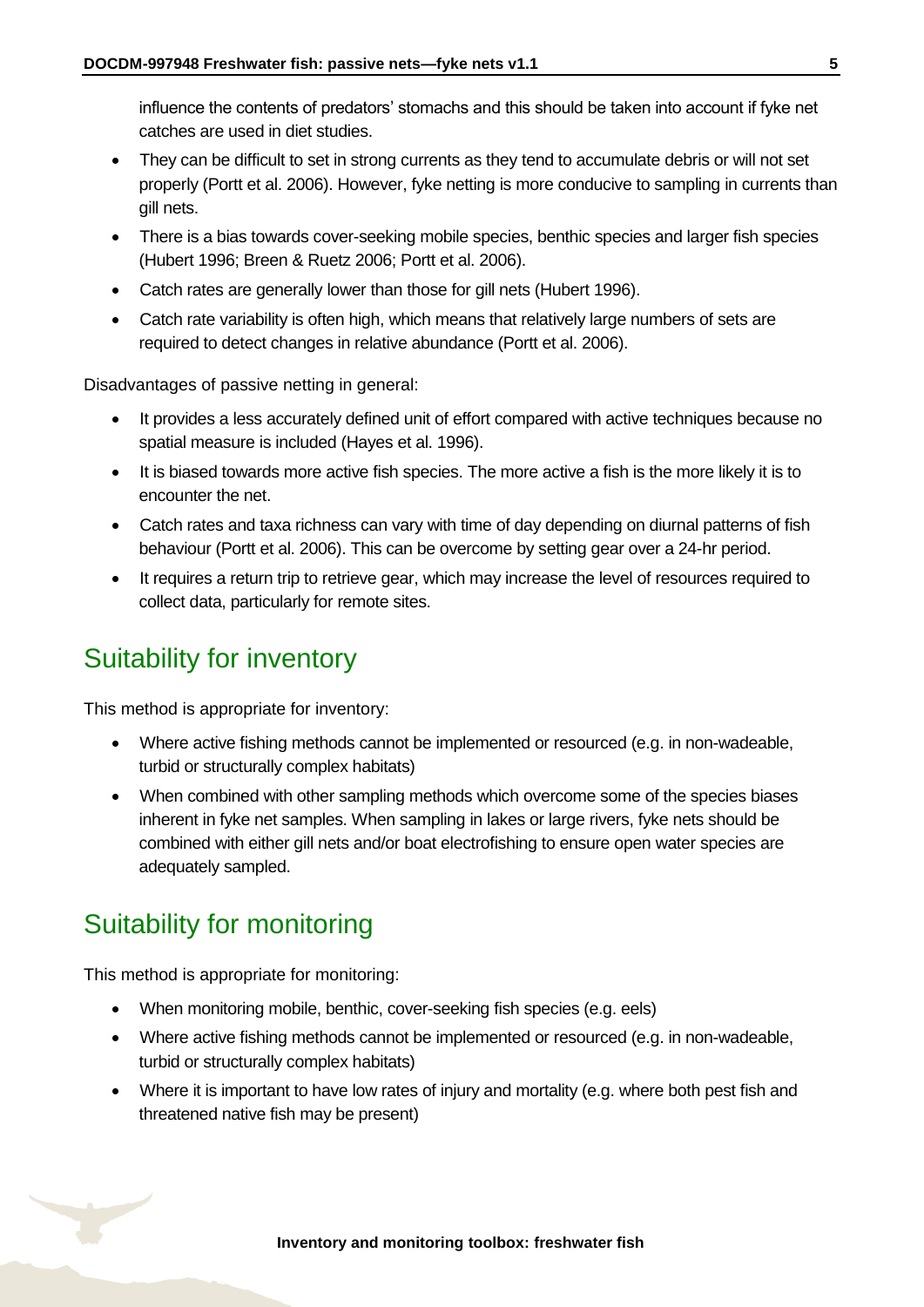influence the contents of predators' stomachs and this should be taken into account if fyke net catches are used in diet studies.

- They can be difficult to set in strong currents as they tend to accumulate debris or will not set properly (Portt et al. 2006). However, fyke netting is more conducive to sampling in currents than gill nets.
- There is a bias towards cover-seeking mobile species, benthic species and larger fish species (Hubert 1996; Breen & Ruetz 2006; Portt et al. 2006).
- Catch rates are generally lower than those for gill nets (Hubert 1996).
- Catch rate variability is often high, which means that relatively large numbers of sets are required to detect changes in relative abundance (Portt et al. 2006).

Disadvantages of passive netting in general:

- It provides a less accurately defined unit of effort compared with active techniques because no spatial measure is included (Hayes et al. 1996).
- It is biased towards more active fish species. The more active a fish is the more likely it is to encounter the net.
- Catch rates and taxa richness can vary with time of day depending on diurnal patterns of fish behaviour (Portt et al. 2006). This can be overcome by setting gear over a 24-hr period.
- It requires a return trip to retrieve gear, which may increase the level of resources required to collect data, particularly for remote sites.

## Suitability for inventory

This method is appropriate for inventory:

- Where active fishing methods cannot be implemented or resourced (e.g. in non-wadeable, turbid or structurally complex habitats)
- When combined with other sampling methods which overcome some of the species biases inherent in fyke net samples. When sampling in lakes or large rivers, fyke nets should be combined with either gill nets and/or boat electrofishing to ensure open water species are adequately sampled.

## Suitability for monitoring

This method is appropriate for monitoring:

- When monitoring mobile, benthic, cover-seeking fish species (e.g. eels)
- Where active fishing methods cannot be implemented or resourced (e.g. in non-wadeable, turbid or structurally complex habitats)
- Where it is important to have low rates of injury and mortality (e.g. where both pest fish and threatened native fish may be present)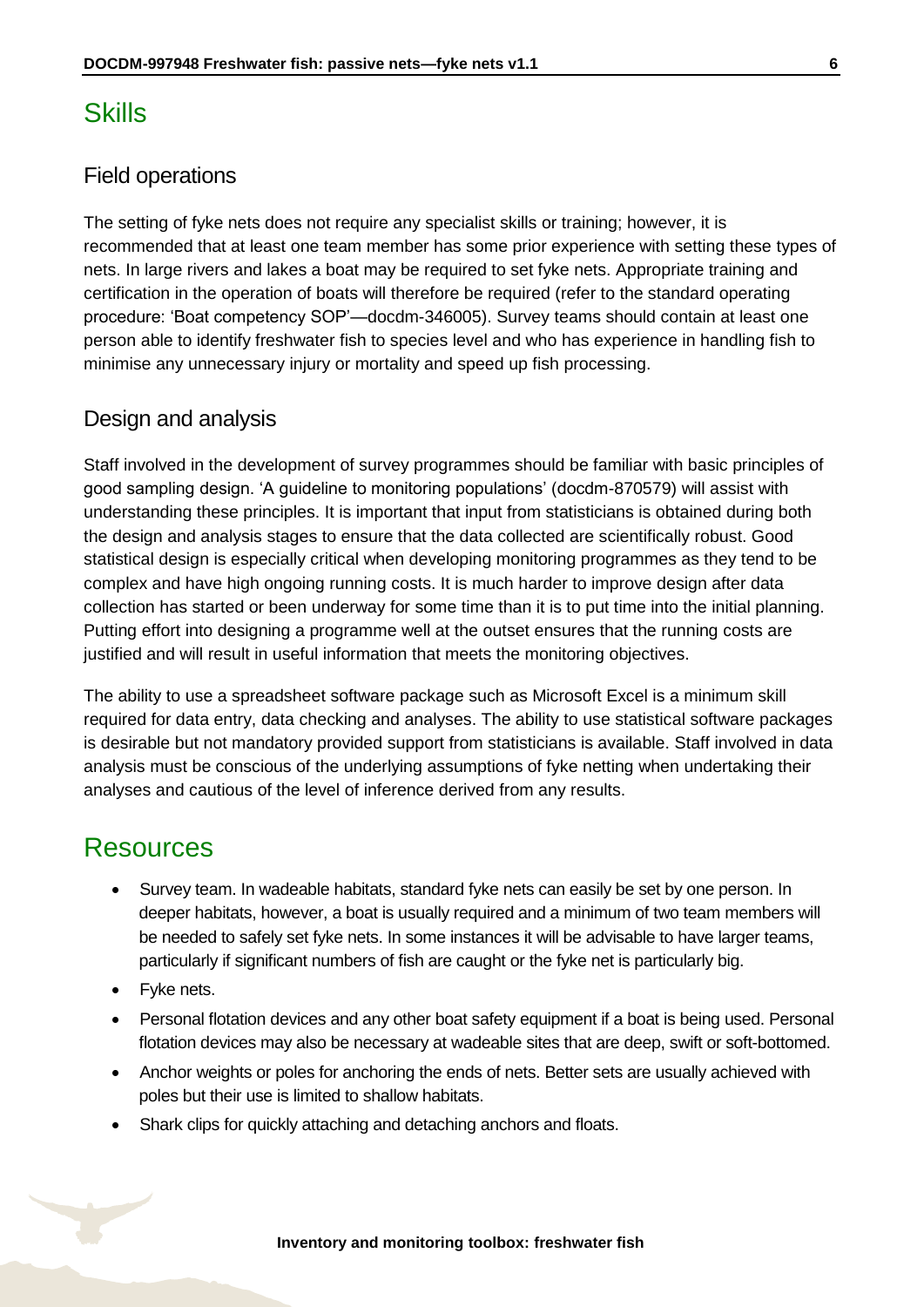# Skills

## Field operations

The setting of fyke nets does not require any specialist skills or training; however, it is recommended that at least one team member has some prior experience with setting these types of nets. In large rivers and lakes a boat may be required to set fyke nets. Appropriate training and certification in the operation of boats will therefore be required (refer to the standard operating procedure: 'Boat competency SOP'—docdm-346005). Survey teams should contain at least one person able to identify freshwater fish to species level and who has experience in handling fish to minimise any unnecessary injury or mortality and speed up fish processing.

## Design and analysis

Staff involved in the development of survey programmes should be familiar with basic principles of good sampling design. 'A guideline to monitoring populations' (docdm-870579) will assist with understanding these principles. It is important that input from statisticians is obtained during both the design and analysis stages to ensure that the data collected are scientifically robust. Good statistical design is especially critical when developing monitoring programmes as they tend to be complex and have high ongoing running costs. It is much harder to improve design after data collection has started or been underway for some time than it is to put time into the initial planning. Putting effort into designing a programme well at the outset ensures that the running costs are justified and will result in useful information that meets the monitoring objectives.

The ability to use a spreadsheet software package such as Microsoft Excel is a minimum skill required for data entry, data checking and analyses. The ability to use statistical software packages is desirable but not mandatory provided support from statisticians is available. Staff involved in data analysis must be conscious of the underlying assumptions of fyke netting when undertaking their analyses and cautious of the level of inference derived from any results.

# Resources

- Survey team. In wadeable habitats, standard fyke nets can easily be set by one person. In deeper habitats, however, a boat is usually required and a minimum of two team members will be needed to safely set fyke nets. In some instances it will be advisable to have larger teams, particularly if significant numbers of fish are caught or the fyke net is particularly big.
- Fyke nets.
- Personal flotation devices and any other boat safety equipment if a boat is being used. Personal flotation devices may also be necessary at wadeable sites that are deep, swift or soft-bottomed.
- Anchor weights or poles for anchoring the ends of nets. Better sets are usually achieved with poles but their use is limited to shallow habitats.
- Shark clips for quickly attaching and detaching anchors and floats.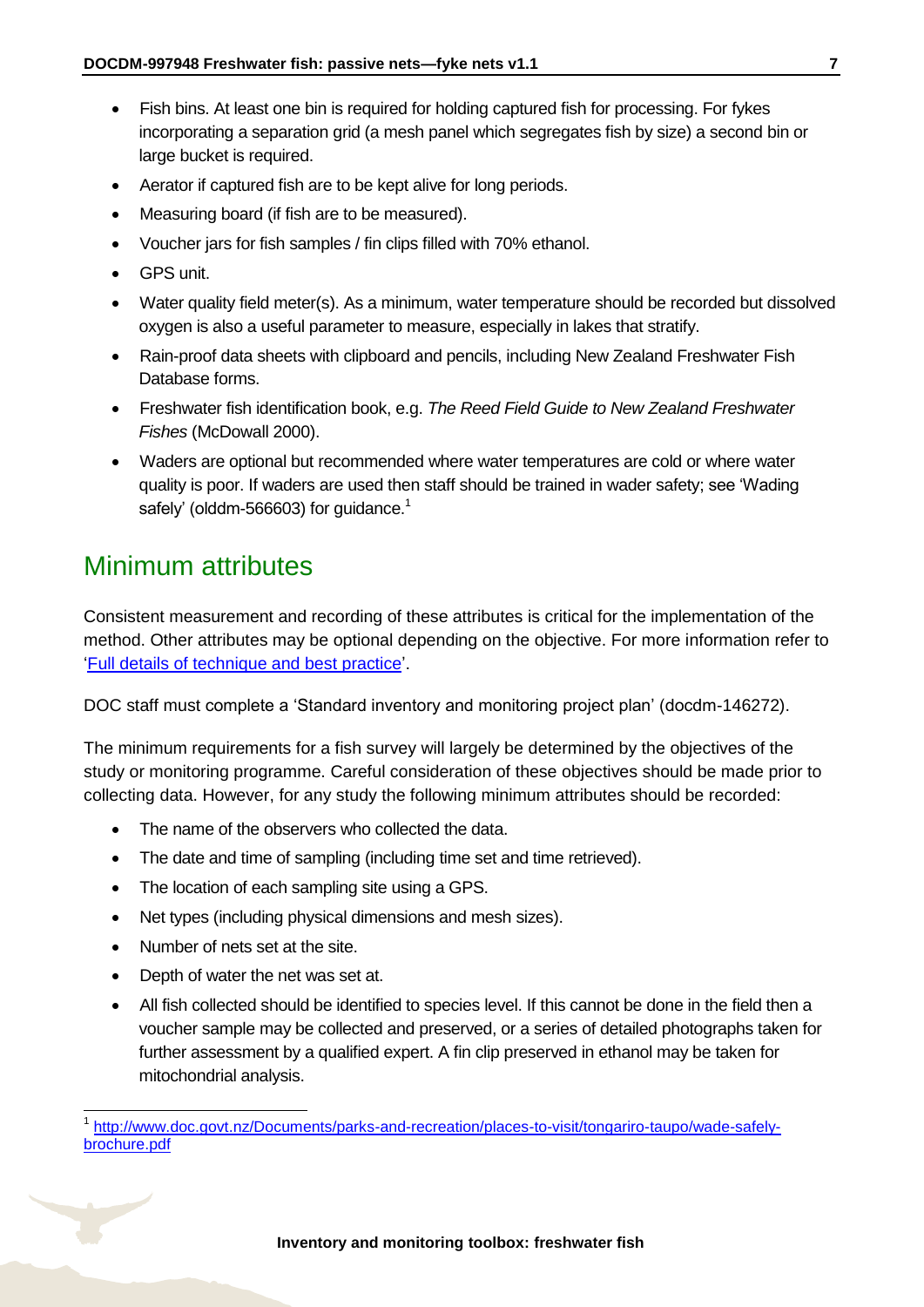- Fish bins. At least one bin is required for holding captured fish for processing. For fykes incorporating a separation grid (a mesh panel which segregates fish by size) a second bin or large bucket is required.
- Aerator if captured fish are to be kept alive for long periods.
- Measuring board (if fish are to be measured).
- Voucher jars for fish samples / fin clips filled with 70% ethanol.
- GPS unit.
- Water quality field meter(s). As a minimum, water temperature should be recorded but dissolved oxygen is also a useful parameter to measure, especially in lakes that stratify.
- Rain-proof data sheets with clipboard and pencils, including New Zealand Freshwater Fish Database forms.
- Freshwater fish identification book, e.g. *The Reed Field Guide to New Zealand Freshwater Fishes* (McDowall 2000).
- Waders are optional but recommended where water temperatures are cold or where water quality is poor. If waders are used then staff should be trained in wader safety; see 'Wading safely' (olddm-566603) for guidance.[1]

## Minimum attributes

Consistent measurement and recording of these attributes is critical for the implementation of the method. Other attributes may be optional depending on the objective. For more information refer to 'Full details of technique and best practice'.

DOC staff must complete a 'Standard inventory and monitoring project plan' (docdm-146272).

The minimum requirements for a fish survey will largely be determined by the objectives of the study or monitoring programme. Careful consideration of these objectives should be made prior to collecting data. However, for any study the following minimum attributes should be recorded:

- The name of the observers who collected the data.
- The date and time of sampling (including time set and time retrieved).
- The location of each sampling site using a GPS.
- Net types (including physical dimensions and mesh sizes).
- Number of nets set at the site.
- Depth of water the net was set at.
- All fish collected should be identified to species level. If this cannot be done in the field then a voucher sample may be collected and preserved, or a series of detailed photographs taken for further assessment by a qualified expert. A fin clip preserved in ethanol may be taken for mitochondrial analysis.

[1] http://www.doc.govt.nz/Documents/parks-and-recreation/places-to-visit/tongariro-taupo/wade-safely-brochure.pdf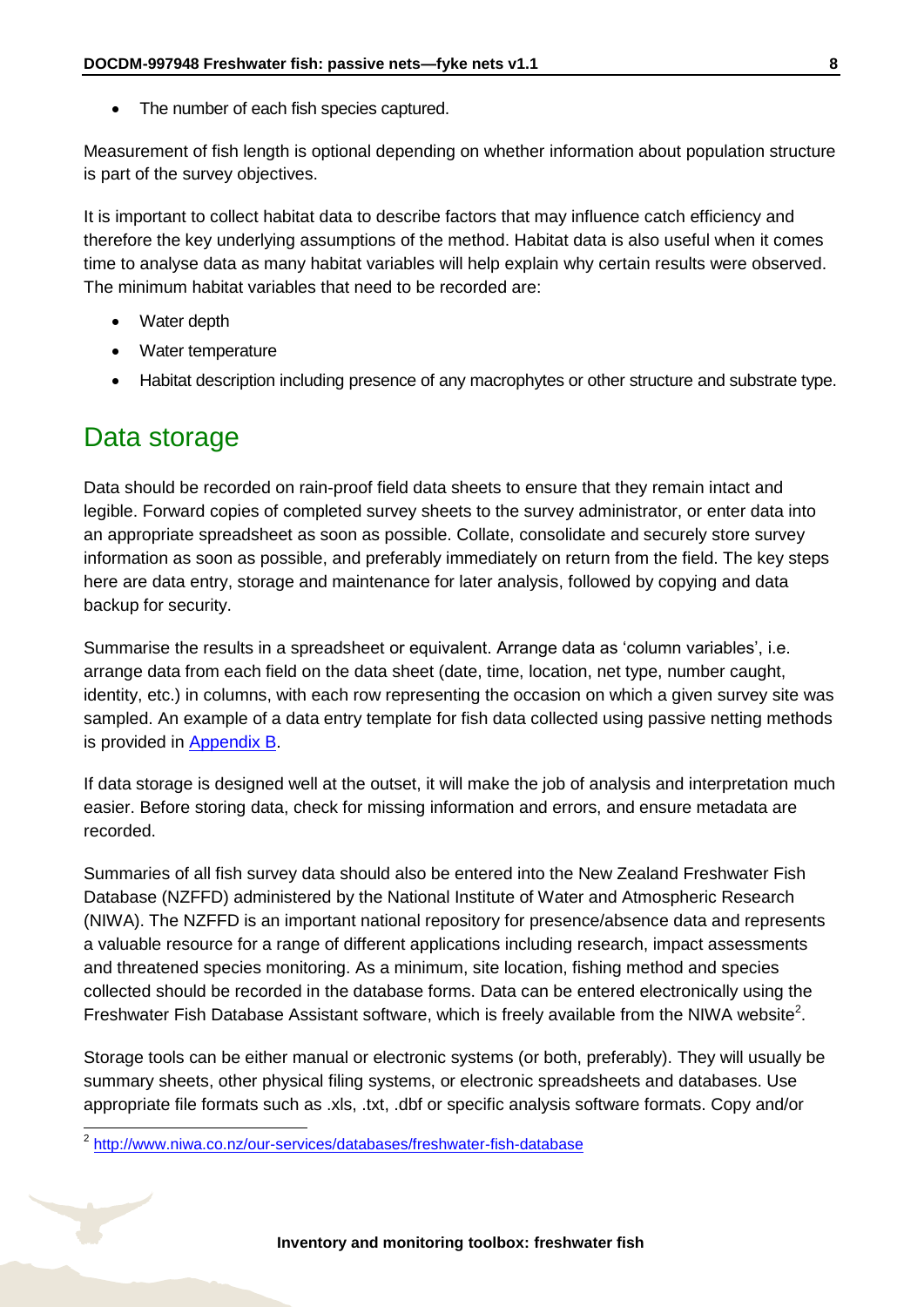- The number of each fish species captured.

Measurement of fish length is optional depending on whether information about population structure is part of the survey objectives.

It is important to collect habitat data to describe factors that may influence catch efficiency and therefore the key underlying assumptions of the method. Habitat data is also useful when it comes time to analyse data as many habitat variables will help explain why certain results were observed. The minimum habitat variables that need to be recorded are:

- Water depth
- Water temperature
- Habitat description including presence of any macrophytes or other structure and substrate type.

## Data storage

Data should be recorded on rain-proof field data sheets to ensure that they remain intact and legible. Forward copies of completed survey sheets to the survey administrator, or enter data into an appropriate spreadsheet as soon as possible. Collate, consolidate and securely store survey information as soon as possible, and preferably immediately on return from the field. The key steps here are data entry, storage and maintenance for later analysis, followed by copying and data backup for security.

Summarise the results in a spreadsheet or equivalent. Arrange data as 'column variables', i.e. arrange data from each field on the data sheet (date, time, location, net type, number caught, identity, etc.) in columns, with each row representing the occasion on which a given survey site was sampled. An example of a data entry template for fish data collected using passive netting methods is provided in Appendix B.

If data storage is designed well at the outset, it will make the job of analysis and interpretation much easier. Before storing data, check for missing information and errors, and ensure metadata are recorded.

Summaries of all fish survey data should also be entered into the New Zealand Freshwater Fish Database (NZFFD) administered by the National Institute of Water and Atmospheric Research (NIWA). The NZFFD is an important national repository for presence/absence data and represents a valuable resource for a range of different applications including research, impact assessments and threatened species monitoring. As a minimum, site location, fishing method and species collected should be recorded in the database forms. Data can be entered electronically using the Freshwater Fish Database Assistant software, which is freely available from the NIWA website[2].

Storage tools can be either manual or electronic systems (or both, preferably). They will usually be summary sheets, other physical filing systems, or electronic spreadsheets and databases. Use appropriate file formats such as .xls, .txt, .dbf or specific analysis software formats. Copy and/or

[2] http://www.niwa.co.nz/our-services/databases/freshwater-fish-database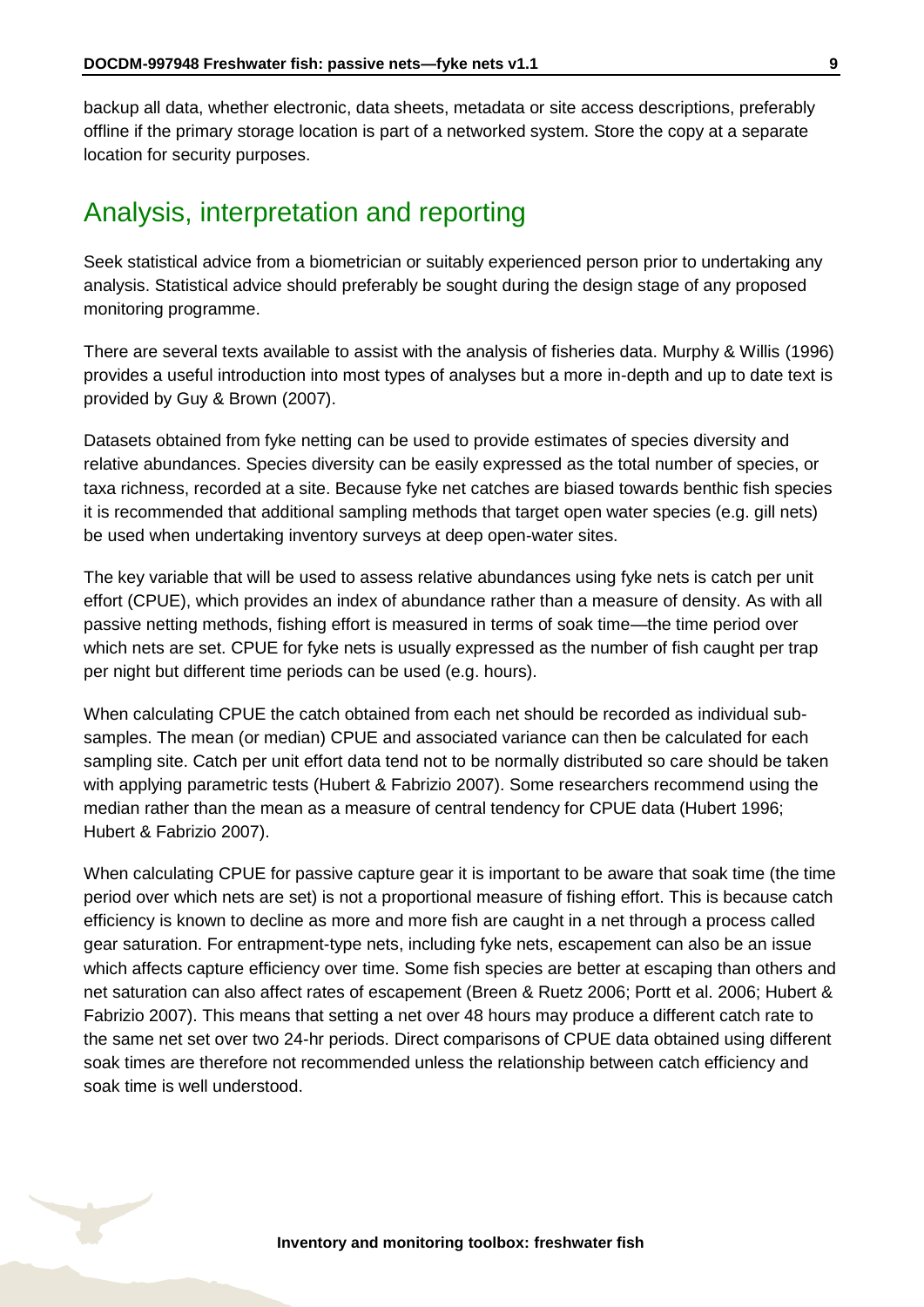backup all data, whether electronic, data sheets, metadata or site access descriptions, preferably offline if the primary storage location is part of a networked system. Store the copy at a separate location for security purposes.

## Analysis, interpretation and reporting

Seek statistical advice from a biometrician or suitably experienced person prior to undertaking any analysis. Statistical advice should preferably be sought during the design stage of any proposed monitoring programme.

There are several texts available to assist with the analysis of fisheries data. Murphy & Willis (1996) provides a useful introduction into most types of analyses but a more in-depth and up to date text is provided by Guy & Brown (2007).

Datasets obtained from fyke netting can be used to provide estimates of species diversity and relative abundances. Species diversity can be easily expressed as the total number of species, or taxa richness, recorded at a site. Because fyke net catches are biased towards benthic fish species it is recommended that additional sampling methods that target open water species (e.g. gill nets) be used when undertaking inventory surveys at deep open-water sites.

The key variable that will be used to assess relative abundances using fyke nets is catch per unit effort (CPUE), which provides an index of abundance rather than a measure of density. As with all passive netting methods, fishing effort is measured in terms of soak time—the time period over which nets are set. CPUE for fyke nets is usually expressed as the number of fish caught per trap per night but different time periods can be used (e.g. hours).

When calculating CPUE the catch obtained from each net should be recorded as individual sub-samples. The mean (or median) CPUE and associated variance can then be calculated for each sampling site. Catch per unit effort data tend not to be normally distributed so care should be taken with applying parametric tests (Hubert & Fabrizio 2007). Some researchers recommend using the median rather than the mean as a measure of central tendency for CPUE data (Hubert 1996; Hubert & Fabrizio 2007).

When calculating CPUE for passive capture gear it is important to be aware that soak time (the time period over which nets are set) is not a proportional measure of fishing effort. This is because catch efficiency is known to decline as more and more fish are caught in a net through a process called gear saturation. For entrapment-type nets, including fyke nets, escapement can also be an issue which affects capture efficiency over time. Some fish species are better at escaping than others and net saturation can also affect rates of escapement (Breen & Ruetz 2006; Portt et al. 2006; Hubert & Fabrizio 2007). This means that setting a net over 48 hours may produce a different catch rate to the same net set over two 24-hr periods. Direct comparisons of CPUE data obtained using different soak times are therefore not recommended unless the relationship between catch efficiency and soak time is well understood.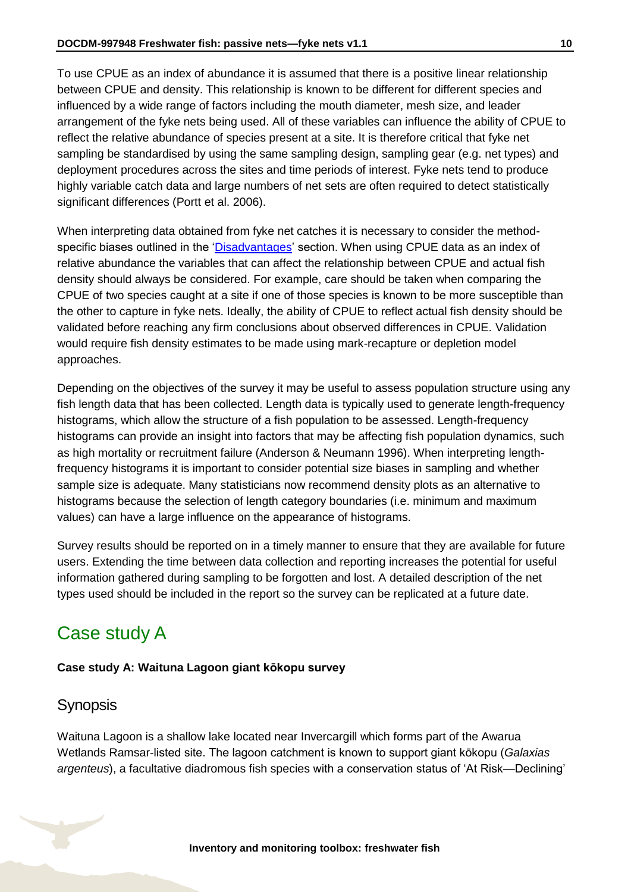To use CPUE as an index of abundance it is assumed that there is a positive linear relationship between CPUE and density. This relationship is known to be different for different species and influenced by a wide range of factors including the mouth diameter, mesh size, and leader arrangement of the fyke nets being used. All of these variables can influence the ability of CPUE to reflect the relative abundance of species present at a site. It is therefore critical that fyke net sampling be standardised by using the same sampling design, sampling gear (e.g. net types) and deployment procedures across the sites and time periods of interest. Fyke nets tend to produce highly variable catch data and large numbers of net sets are often required to detect statistically significant differences (Portt et al. 2006).

When interpreting data obtained from fyke net catches it is necessary to consider the method-specific biases outlined in the 'Disadvantages' section. When using CPUE data as an index of relative abundance the variables that can affect the relationship between CPUE and actual fish density should always be considered. For example, care should be taken when comparing the CPUE of two species caught at a site if one of those species is known to be more susceptible than the other to capture in fyke nets. Ideally, the ability of CPUE to reflect actual fish density should be validated before reaching any firm conclusions about observed differences in CPUE. Validation would require fish density estimates to be made using mark-recapture or depletion model approaches.

Depending on the objectives of the survey it may be useful to assess population structure using any fish length data that has been collected. Length data is typically used to generate length-frequency histograms, which allow the structure of a fish population to be assessed. Length-frequency histograms can provide an insight into factors that may be affecting fish population dynamics, such as high mortality or recruitment failure (Anderson & Neumann 1996). When interpreting length-frequency histograms it is important to consider potential size biases in sampling and whether sample size is adequate. Many statisticians now recommend density plots as an alternative to histograms because the selection of length category boundaries (i.e. minimum and maximum values) can have a large influence on the appearance of histograms.

Survey results should be reported on in a timely manner to ensure that they are available for future users. Extending the time between data collection and reporting increases the potential for useful information gathered during sampling to be forgotten and lost. A detailed description of the net types used should be included in the report so the survey can be replicated at a future date.

# Case study A

**Case study A: Waituna Lagoon giant kōkopu survey**

## Synopsis

Waituna Lagoon is a shallow lake located near Invercargill which forms part of the Awarua Wetlands Ramsar-listed site. The lagoon catchment is known to support giant kōkopu (*Galaxias argenteus*), a facultative diadromous fish species with a conservation status of 'At Risk—Declining'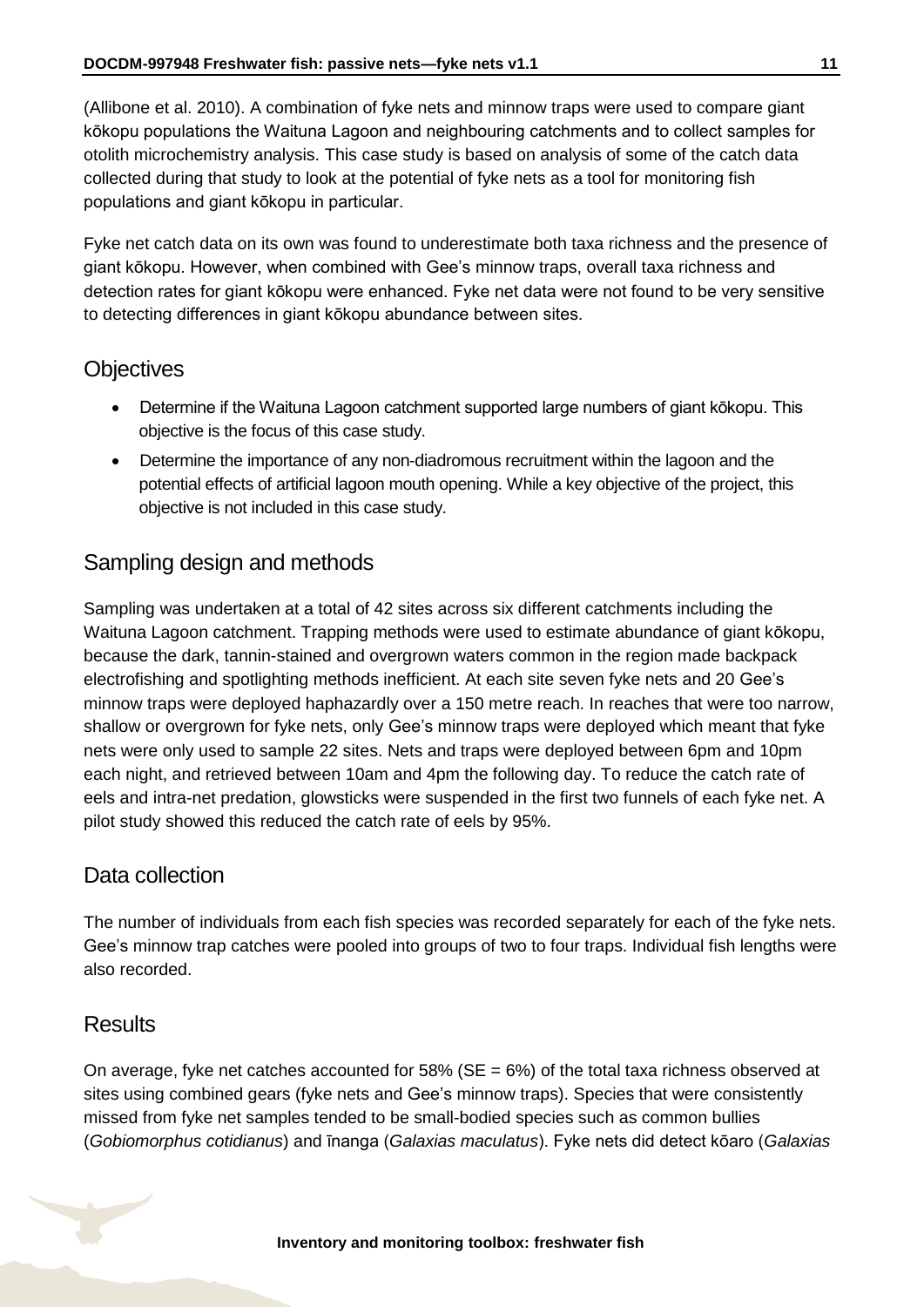(Allibone et al. 2010). A combination of fyke nets and minnow traps were used to compare giant kōkopu populations the Waituna Lagoon and neighbouring catchments and to collect samples for otolith microchemistry analysis. This case study is based on analysis of some of the catch data collected during that study to look at the potential of fyke nets as a tool for monitoring fish populations and giant kōkopu in particular.

Fyke net catch data on its own was found to underestimate both taxa richness and the presence of giant kōkopu. However, when combined with Gee's minnow traps, overall taxa richness and detection rates for giant kōkopu were enhanced. Fyke net data were not found to be very sensitive to detecting differences in giant kōkopu abundance between sites.

## Objectives

- Determine if the Waituna Lagoon catchment supported large numbers of giant kōkopu. This objective is the focus of this case study.
- Determine the importance of any non-diadromous recruitment within the lagoon and the potential effects of artificial lagoon mouth opening. While a key objective of the project, this objective is not included in this case study.

## Sampling design and methods

Sampling was undertaken at a total of 42 sites across six different catchments including the Waituna Lagoon catchment. Trapping methods were used to estimate abundance of giant kōkopu, because the dark, tannin-stained and overgrown waters common in the region made backpack electrofishing and spotlighting methods inefficient. At each site seven fyke nets and 20 Gee's minnow traps were deployed haphazardly over a 150 metre reach. In reaches that were too narrow, shallow or overgrown for fyke nets, only Gee's minnow traps were deployed which meant that fyke nets were only used to sample 22 sites. Nets and traps were deployed between 6pm and 10pm each night, and retrieved between 10am and 4pm the following day. To reduce the catch rate of eels and intra-net predation, glowsticks were suspended in the first two funnels of each fyke net. A pilot study showed this reduced the catch rate of eels by 95%.

## Data collection

The number of individuals from each fish species was recorded separately for each of the fyke nets. Gee's minnow trap catches were pooled into groups of two to four traps. Individual fish lengths were also recorded.

## Results

On average, fyke net catches accounted for 58% (SE = 6%) of the total taxa richness observed at sites using combined gears (fyke nets and Gee's minnow traps). Species that were consistently missed from fyke net samples tended to be small-bodied species such as common bullies (*Gobiomorphus cotidianus*) and īnanga (*Galaxias maculatus*). Fyke nets did detect kōaro (*Galaxias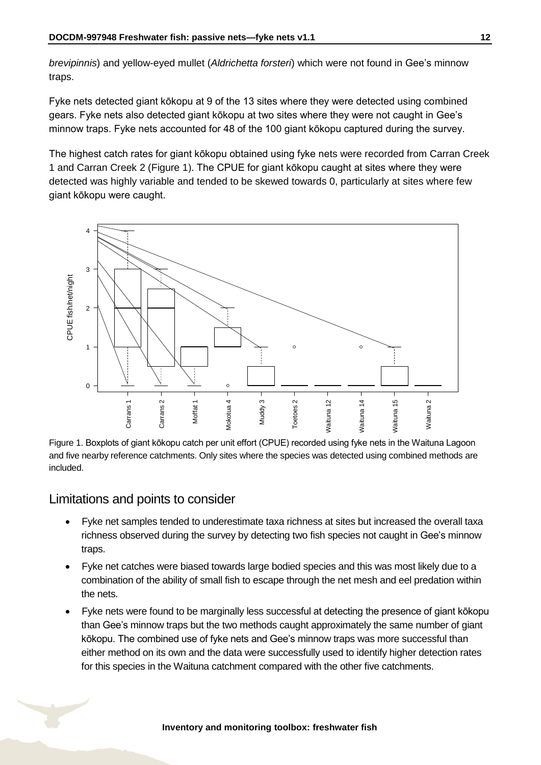*brevipinnis*) and yellow-eyed mullet (*Aldrichetta forsteri*) which were not found in Gee's minnow traps.

Fyke nets detected giant kōkopu at 9 of the 13 sites where they were detected using combined gears. Fyke nets also detected giant kōkopu at two sites where they were not caught in Gee's minnow traps. Fyke nets accounted for 48 of the 100 giant kōkopu captured during the survey.

The highest catch rates for giant kōkopu obtained using fyke nets were recorded from Carran Creek 1 and Carran Creek 2 (Figure 1). The CPUE for giant kōkopu caught at sites where they were detected was highly variable and tended to be skewed towards 0, particularly at sites where few giant kōkopu were caught.

CPUE fish/net/night

0
1
2
3
4

Carrans 1
Carrans 2
Moffat 1
Mokotua 4
Muddy 3
Toetoes 2
Waituna 12
Waituna 14
Waituna 15
Waituna 2

Figure 1. Boxplots of giant kōkopu catch per unit effort (CPUE) recorded using fyke nets in the Waituna Lagoon and five nearby reference catchments. Only sites where the species was detected using combined methods are included.

## Limitations and points to consider

- Fyke net samples tended to underestimate taxa richness at sites but increased the overall taxa richness observed during the survey by detecting two fish species not caught in Gee's minnow traps.
- Fyke net catches were biased towards large bodied species and this was most likely due to a combination of the ability of small fish to escape through the net mesh and eel predation within the nets.
- Fyke nets were found to be marginally less successful at detecting the presence of giant kōkopu than Gee's minnow traps but the two methods caught approximately the same number of giant kōkopu. The combined use of fyke nets and Gee's minnow traps was more successful than either method on its own and the data were successfully used to identify higher detection rates for this species in the Waituna catchment compared with the other five catchments.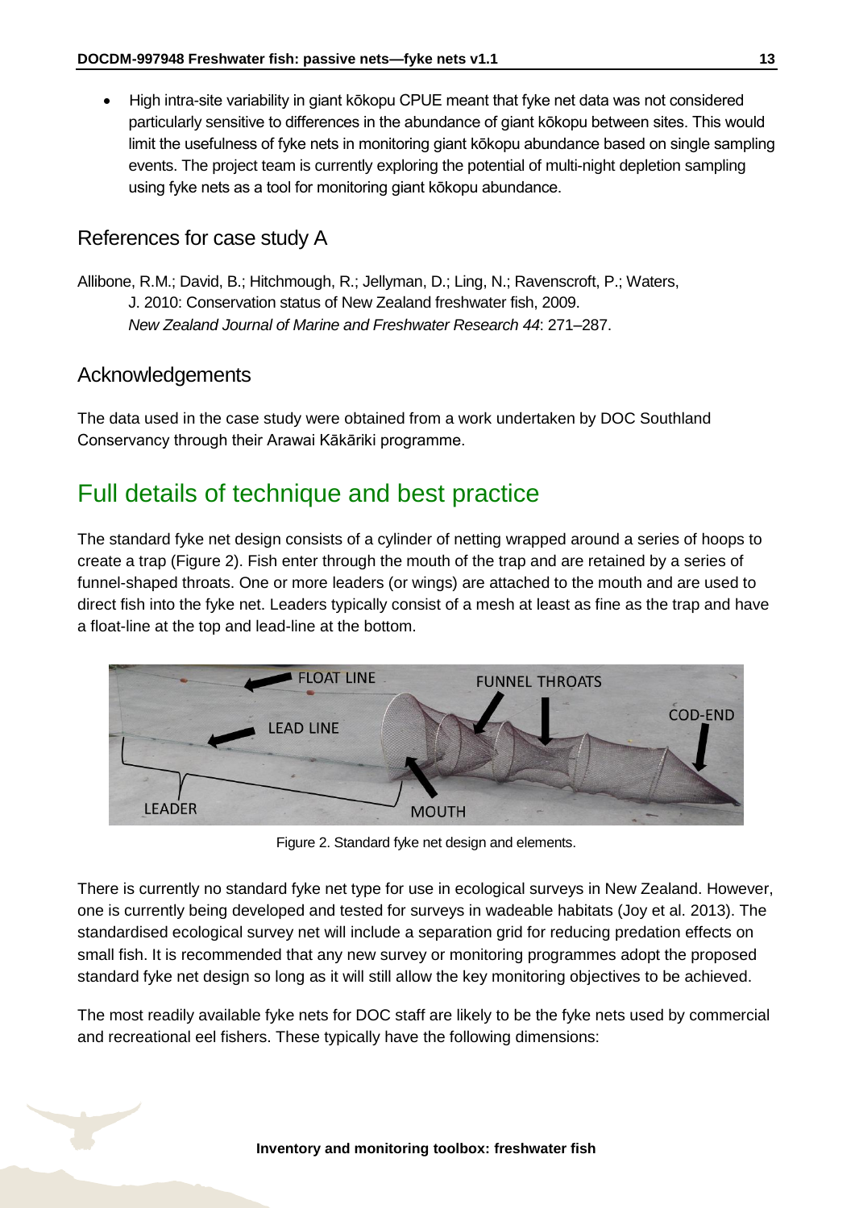- High intra-site variability in giant kōkopu CPUE meant that fyke net data was not considered particularly sensitive to differences in the abundance of giant kōkopu between sites. This would limit the usefulness of fyke nets in monitoring giant kōkopu abundance based on single sampling events. The project team is currently exploring the potential of multi-night depletion sampling using fyke nets as a tool for monitoring giant kōkopu abundance.

### References for case study A

Allibone, R.M.; David, B.; Hitchmough, R.; Jellyman, D.; Ling, N.; Ravenscroft, P.; Waters, J. 2010: Conservation status of New Zealand freshwater fish, 2009. *New Zealand Journal of Marine and Freshwater Research 44*: 271–287.

### Acknowledgements

The data used in the case study were obtained from a work undertaken by DOC Southland Conservancy through their Arawai Kākāriki programme.

## Full details of technique and best practice

The standard fyke net design consists of a cylinder of netting wrapped around a series of hoops to create a trap (Figure 2). Fish enter through the mouth of the trap and are retained by a series of funnel-shaped throats. One or more leaders (or wings) are attached to the mouth and are used to direct fish into the fyke net. Leaders typically consist of a mesh at least as fine as the trap and have a float-line at the top and lead-line at the bottom.

FLOAT LINE
FUNNEL THROATS
COD-END
LEAD LINE
LEADER
MOUTH

Figure 2. Standard fyke net design and elements.

There is currently no standard fyke net type for use in ecological surveys in New Zealand. However, one is currently being developed and tested for surveys in wadeable habitats (Joy et al. 2013). The standardised ecological survey net will include a separation grid for reducing predation effects on small fish. It is recommended that any new survey or monitoring programmes adopt the proposed standard fyke net design so long as it will still allow the key monitoring objectives to be achieved.

The most readily available fyke nets for DOC staff are likely to be the fyke nets used by commercial and recreational eel fishers. These typically have the following dimensions: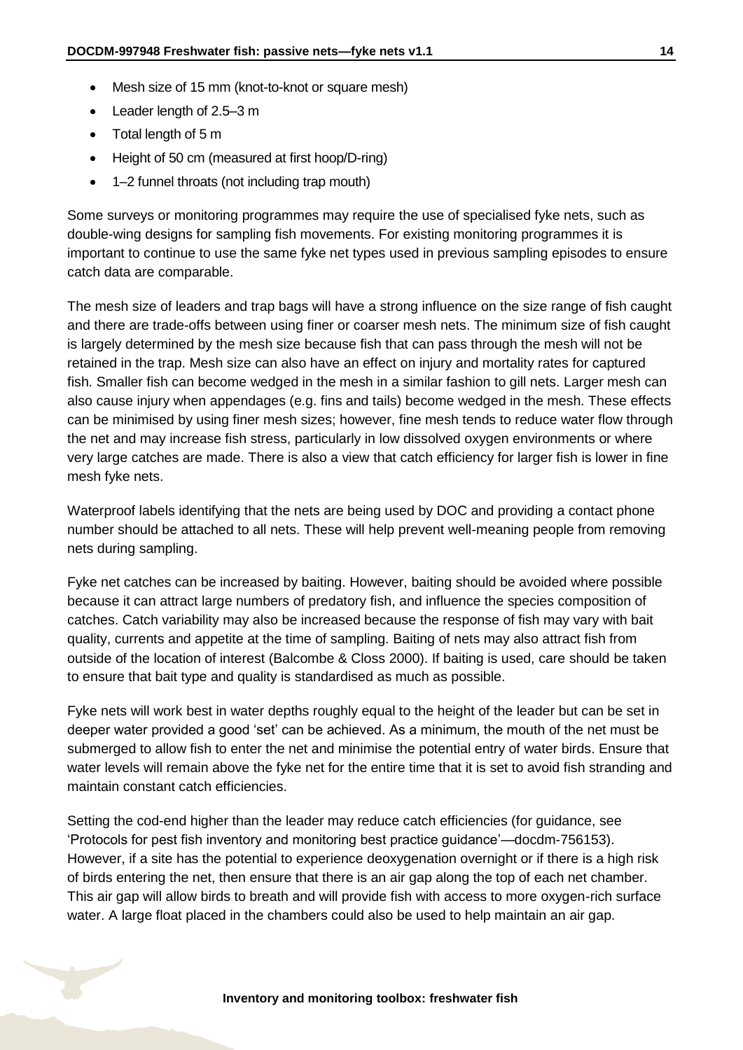- Mesh size of 15 mm (knot-to-knot or square mesh)
- Leader length of 2.5–3 m
- Total length of 5 m
- Height of 50 cm (measured at first hoop/D-ring)
- 1–2 funnel throats (not including trap mouth)

Some surveys or monitoring programmes may require the use of specialised fyke nets, such as double-wing designs for sampling fish movements. For existing monitoring programmes it is important to continue to use the same fyke net types used in previous sampling episodes to ensure catch data are comparable.

The mesh size of leaders and trap bags will have a strong influence on the size range of fish caught and there are trade-offs between using finer or coarser mesh nets. The minimum size of fish caught is largely determined by the mesh size because fish that can pass through the mesh will not be retained in the trap. Mesh size can also have an effect on injury and mortality rates for captured fish. Smaller fish can become wedged in the mesh in a similar fashion to gill nets. Larger mesh can also cause injury when appendages (e.g. fins and tails) become wedged in the mesh. These effects can be minimised by using finer mesh sizes; however, fine mesh tends to reduce water flow through the net and may increase fish stress, particularly in low dissolved oxygen environments or where very large catches are made. There is also a view that catch efficiency for larger fish is lower in fine mesh fyke nets.

Waterproof labels identifying that the nets are being used by DOC and providing a contact phone number should be attached to all nets. These will help prevent well-meaning people from removing nets during sampling.

Fyke net catches can be increased by baiting. However, baiting should be avoided where possible because it can attract large numbers of predatory fish, and influence the species composition of catches. Catch variability may also be increased because the response of fish may vary with bait quality, currents and appetite at the time of sampling. Baiting of nets may also attract fish from outside of the location of interest (Balcombe & Closs 2000). If baiting is used, care should be taken to ensure that bait type and quality is standardised as much as possible.

Fyke nets will work best in water depths roughly equal to the height of the leader but can be set in deeper water provided a good 'set' can be achieved. As a minimum, the mouth of the net must be submerged to allow fish to enter the net and minimise the potential entry of water birds. Ensure that water levels will remain above the fyke net for the entire time that it is set to avoid fish stranding and maintain constant catch efficiencies.

Setting the cod-end higher than the leader may reduce catch efficiencies (for guidance, see 'Protocols for pest fish inventory and monitoring best practice guidance'—docdm-756153). However, if a site has the potential to experience deoxygenation overnight or if there is a high risk of birds entering the net, then ensure that there is an air gap along the top of each net chamber. This air gap will allow birds to breath and will provide fish with access to more oxygen-rich surface water. A large float placed in the chambers could also be used to help maintain an air gap.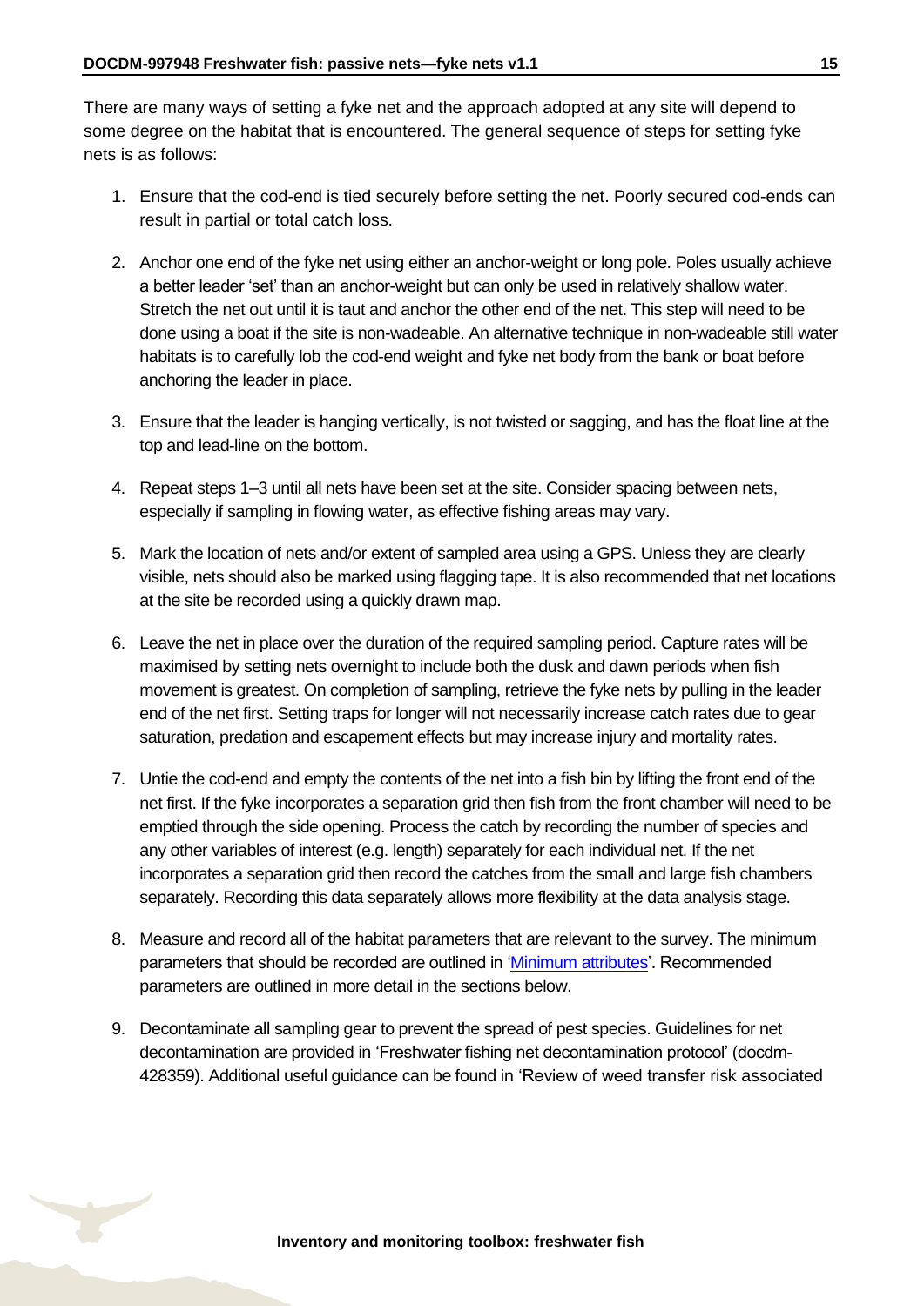There are many ways of setting a fyke net and the approach adopted at any site will depend to some degree on the habitat that is encountered. The general sequence of steps for setting fyke nets is as follows:

1. Ensure that the cod-end is tied securely before setting the net. Poorly secured cod-ends can result in partial or total catch loss.

2. Anchor one end of the fyke net using either an anchor-weight or long pole. Poles usually achieve a better leader 'set' than an anchor-weight but can only be used in relatively shallow water. Stretch the net out until it is taut and anchor the other end of the net. This step will need to be done using a boat if the site is non-wadeable. An alternative technique in non-wadeable still water habitats is to carefully lob the cod-end weight and fyke net body from the bank or boat before anchoring the leader in place.

3. Ensure that the leader is hanging vertically, is not twisted or sagging, and has the float line at the top and lead-line on the bottom.

4. Repeat steps 1–3 until all nets have been set at the site. Consider spacing between nets, especially if sampling in flowing water, as effective fishing areas may vary.

5. Mark the location of nets and/or extent of sampled area using a GPS. Unless they are clearly visible, nets should also be marked using flagging tape. It is also recommended that net locations at the site be recorded using a quickly drawn map.

6. Leave the net in place over the duration of the required sampling period. Capture rates will be maximised by setting nets overnight to include both the dusk and dawn periods when fish movement is greatest. On completion of sampling, retrieve the fyke nets by pulling in the leader end of the net first. Setting traps for longer will not necessarily increase catch rates due to gear saturation, predation and escapement effects but may increase injury and mortality rates.

7. Untie the cod-end and empty the contents of the net into a fish bin by lifting the front end of the net first. If the fyke incorporates a separation grid then fish from the front chamber will need to be emptied through the side opening. Process the catch by recording the number of species and any other variables of interest (e.g. length) separately for each individual net. If the net incorporates a separation grid then record the catches from the small and large fish chambers separately. Recording this data separately allows more flexibility at the data analysis stage.

8. Measure and record all of the habitat parameters that are relevant to the survey. The minimum parameters that should be recorded are outlined in 'Minimum attributes'. Recommended parameters are outlined in more detail in the sections below.

9. Decontaminate all sampling gear to prevent the spread of pest species. Guidelines for net decontamination are provided in 'Freshwater fishing net decontamination protocol' (docdm-428359). Additional useful guidance can be found in 'Review of weed transfer risk associated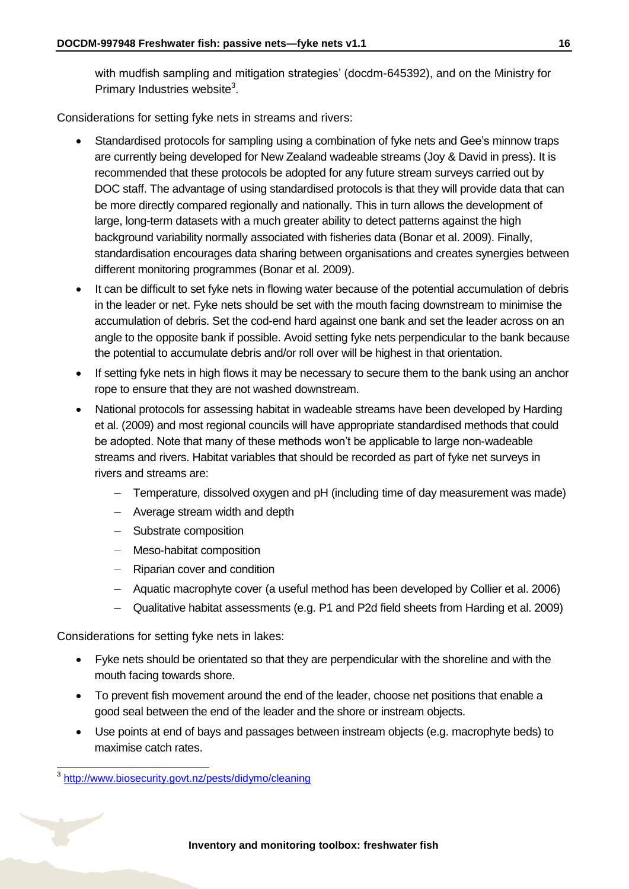with mudfish sampling and mitigation strategies' (docdm-645392), and on the Ministry for Primary Industries website[3].

Considerations for setting fyke nets in streams and rivers:

- Standardised protocols for sampling using a combination of fyke nets and Gee's minnow traps are currently being developed for New Zealand wadeable streams (Joy & David in press). It is recommended that these protocols be adopted for any future stream surveys carried out by DOC staff. The advantage of using standardised protocols is that they will provide data that can be more directly compared regionally and nationally. This in turn allows the development of large, long-term datasets with a much greater ability to detect patterns against the high background variability normally associated with fisheries data (Bonar et al. 2009). Finally, standardisation encourages data sharing between organisations and creates synergies between different monitoring programmes (Bonar et al. 2009).
- It can be difficult to set fyke nets in flowing water because of the potential accumulation of debris in the leader or net. Fyke nets should be set with the mouth facing downstream to minimise the accumulation of debris. Set the cod-end hard against one bank and set the leader across on an angle to the opposite bank if possible. Avoid setting fyke nets perpendicular to the bank because the potential to accumulate debris and/or roll over will be highest in that orientation.
- If setting fyke nets in high flows it may be necessary to secure them to the bank using an anchor rope to ensure that they are not washed downstream.
- National protocols for assessing habitat in wadeable streams have been developed by Harding et al. (2009) and most regional councils will have appropriate standardised methods that could be adopted. Note that many of these methods won't be applicable to large non-wadeable streams and rivers. Habitat variables that should be recorded as part of fyke net surveys in rivers and streams are:
  - Temperature, dissolved oxygen and pH (including time of day measurement was made)
  - Average stream width and depth
  - Substrate composition
  - Meso-habitat composition
  - Riparian cover and condition
  - Aquatic macrophyte cover (a useful method has been developed by Collier et al. 2006)
  - Qualitative habitat assessments (e.g. P1 and P2d field sheets from Harding et al. 2009)

Considerations for setting fyke nets in lakes:

- Fyke nets should be orientated so that they are perpendicular with the shoreline and with the mouth facing towards shore.
- To prevent fish movement around the end of the leader, choose net positions that enable a good seal between the end of the leader and the shore or instream objects.
- Use points at end of bays and passages between instream objects (e.g. macrophyte beds) to maximise catch rates.

[3] http://www.biosecurity.govt.nz/pests/didymo/cleaning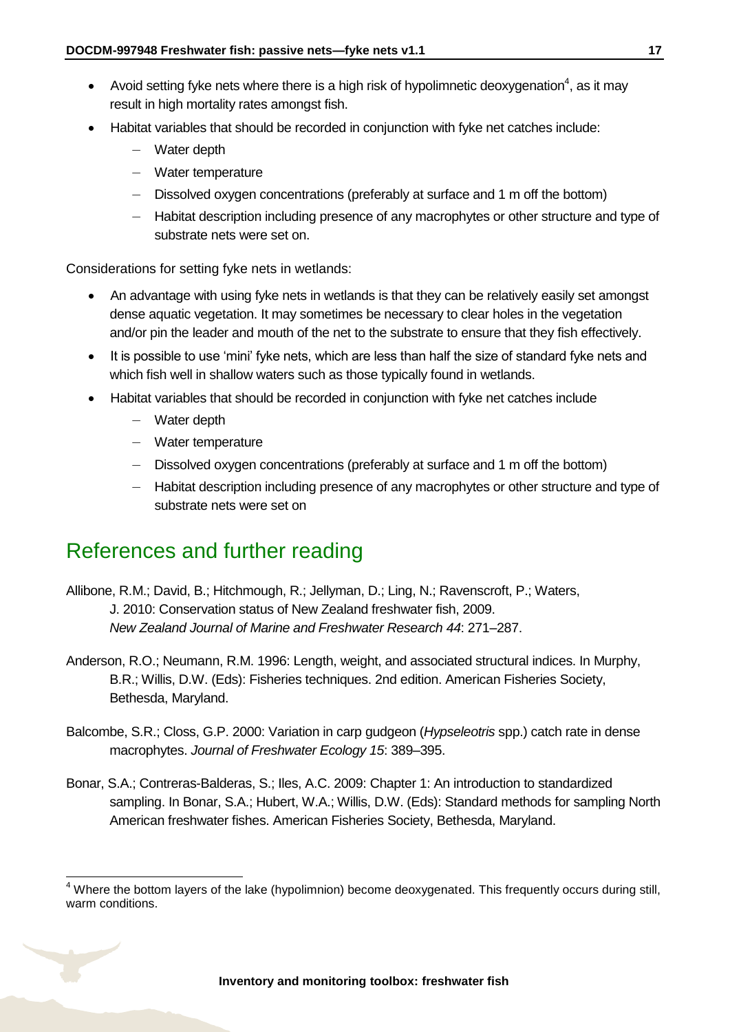- Avoid setting fyke nets where there is a high risk of hypolimnetic deoxygenation[4], as it may result in high mortality rates amongst fish.
- Habitat variables that should be recorded in conjunction with fyke net catches include:
  - Water depth
  - Water temperature
  - Dissolved oxygen concentrations (preferably at surface and 1 m off the bottom)
  - Habitat description including presence of any macrophytes or other structure and type of substrate nets were set on.

Considerations for setting fyke nets in wetlands:

- An advantage with using fyke nets in wetlands is that they can be relatively easily set amongst dense aquatic vegetation. It may sometimes be necessary to clear holes in the vegetation and/or pin the leader and mouth of the net to the substrate to ensure that they fish effectively.
- It is possible to use 'mini' fyke nets, which are less than half the size of standard fyke nets and which fish well in shallow waters such as those typically found in wetlands.
- Habitat variables that should be recorded in conjunction with fyke net catches include
  - Water depth
  - Water temperature
  - Dissolved oxygen concentrations (preferably at surface and 1 m off the bottom)
  - Habitat description including presence of any macrophytes or other structure and type of substrate nets were set on

## References and further reading

Allibone, R.M.; David, B.; Hitchmough, R.; Jellyman, D.; Ling, N.; Ravenscroft, P.; Waters, J. 2010: Conservation status of New Zealand freshwater fish, 2009. *New Zealand Journal of Marine and Freshwater Research 44*: 271–287.

Anderson, R.O.; Neumann, R.M. 1996: Length, weight, and associated structural indices. In Murphy, B.R.; Willis, D.W. (Eds): Fisheries techniques. 2nd edition. American Fisheries Society, Bethesda, Maryland.

Balcombe, S.R.; Closs, G.P. 2000: Variation in carp gudgeon (*Hypseleotris* spp.) catch rate in dense macrophytes. *Journal of Freshwater Ecology 15*: 389–395.

Bonar, S.A.; Contreras-Balderas, S.; Iles, A.C. 2009: Chapter 1: An introduction to standardized sampling. In Bonar, S.A.; Hubert, W.A.; Willis, D.W. (Eds): Standard methods for sampling North American freshwater fishes. American Fisheries Society, Bethesda, Maryland.

[4] Where the bottom layers of the lake (hypolimnion) become deoxygenated. This frequently occurs during still, warm conditions.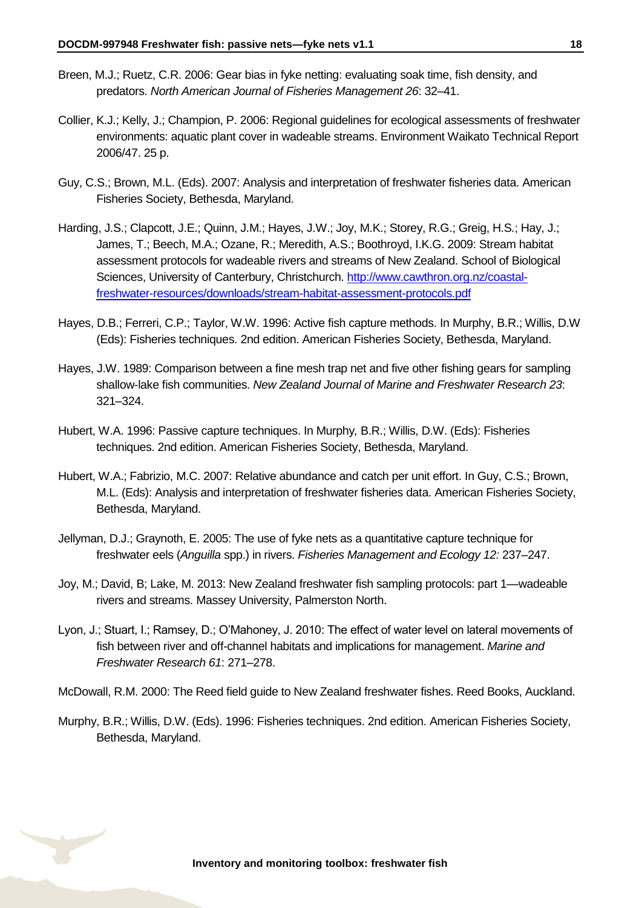Breen, M.J.; Ruetz, C.R. 2006: Gear bias in fyke netting: evaluating soak time, fish density, and predators. *North American Journal of Fisheries Management 26*: 32–41.

Collier, K.J.; Kelly, J.; Champion, P. 2006: Regional guidelines for ecological assessments of freshwater environments: aquatic plant cover in wadeable streams. Environment Waikato Technical Report 2006/47. 25 p.

Guy, C.S.; Brown, M.L. (Eds). 2007: Analysis and interpretation of freshwater fisheries data. American Fisheries Society, Bethesda, Maryland.

Harding, J.S.; Clapcott, J.E.; Quinn, J.M.; Hayes, J.W.; Joy, M.K.; Storey, R.G.; Greig, H.S.; Hay, J.; James, T.; Beech, M.A.; Ozane, R.; Meredith, A.S.; Boothroyd, I.K.G. 2009: Stream habitat assessment protocols for wadeable rivers and streams of New Zealand. School of Biological Sciences, University of Canterbury, Christchurch. http://www.cawthron.org.nz/coastal-freshwater-resources/downloads/stream-habitat-assessment-protocols.pdf

Hayes, D.B.; Ferreri, C.P.; Taylor, W.W. 1996: Active fish capture methods. In Murphy, B.R.; Willis, D.W (Eds): Fisheries techniques. 2nd edition. American Fisheries Society, Bethesda, Maryland.

Hayes, J.W. 1989: Comparison between a fine mesh trap net and five other fishing gears for sampling shallow-lake fish communities. *New Zealand Journal of Marine and Freshwater Research 23*: 321–324.

Hubert, W.A. 1996: Passive capture techniques. In Murphy, B.R.; Willis, D.W. (Eds): Fisheries techniques. 2nd edition. American Fisheries Society, Bethesda, Maryland.

Hubert, W.A.; Fabrizio, M.C. 2007: Relative abundance and catch per unit effort. In Guy, C.S.; Brown, M.L. (Eds): Analysis and interpretation of freshwater fisheries data. American Fisheries Society, Bethesda, Maryland.

Jellyman, D.J.; Graynoth, E. 2005: The use of fyke nets as a quantitative capture technique for freshwater eels (*Anguilla* spp.) in rivers. *Fisheries Management and Ecology 12:* 237–247.

Joy, M.; David, B; Lake, M. 2013: New Zealand freshwater fish sampling protocols: part 1—wadeable rivers and streams. Massey University, Palmerston North.

Lyon, J.; Stuart, I.; Ramsey, D.; O'Mahoney, J. 2010: The effect of water level on lateral movements of fish between river and off-channel habitats and implications for management. *Marine and Freshwater Research 61*: 271–278.

McDowall, R.M. 2000: The Reed field guide to New Zealand freshwater fishes. Reed Books, Auckland.

Murphy, B.R.; Willis, D.W. (Eds). 1996: Fisheries techniques. 2nd edition. American Fisheries Society, Bethesda, Maryland.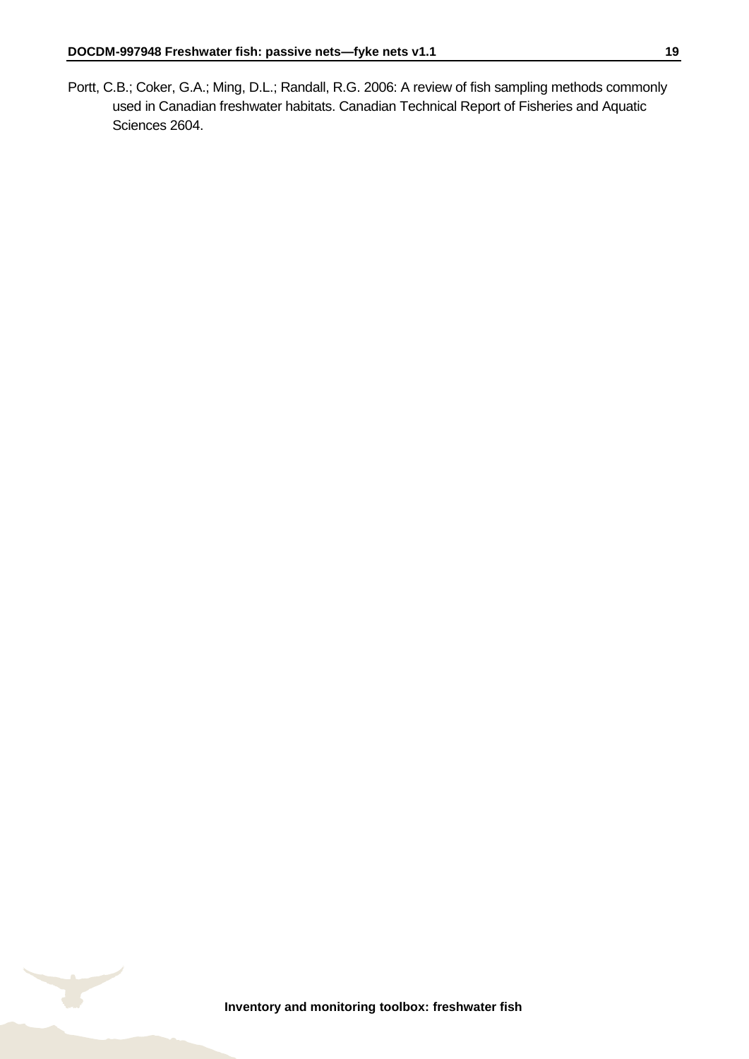Portt, C.B.; Coker, G.A.; Ming, D.L.; Randall, R.G. 2006: A review of fish sampling methods commonly used in Canadian freshwater habitats. Canadian Technical Report of Fisheries and Aquatic Sciences 2604.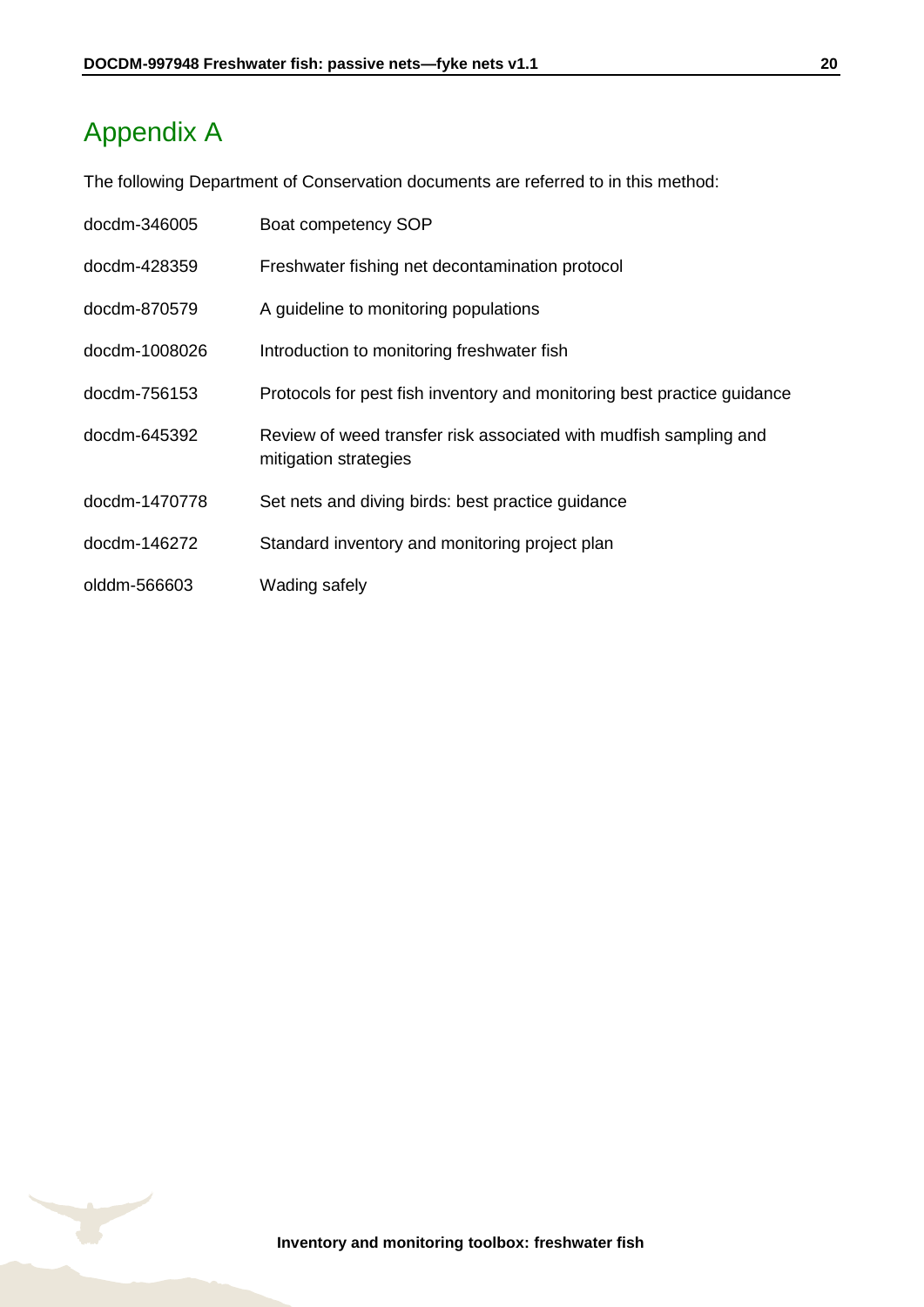# Appendix A

The following Department of Conservation documents are referred to in this method:

| | |
|---|---|
| docdm-346005 | Boat competency SOP |
| docdm-428359 | Freshwater fishing net decontamination protocol |
| docdm-870579 | A guideline to monitoring populations |
| docdm-1008026 | Introduction to monitoring freshwater fish |
| docdm-756153 | Protocols for pest fish inventory and monitoring best practice guidance |
| docdm-645392 | Review of weed transfer risk associated with mudfish sampling and mitigation strategies |
| docdm-1470778 | Set nets and diving birds: best practice guidance |
| docdm-146272 | Standard inventory and monitoring project plan |
| olddm-566603 | Wading safely |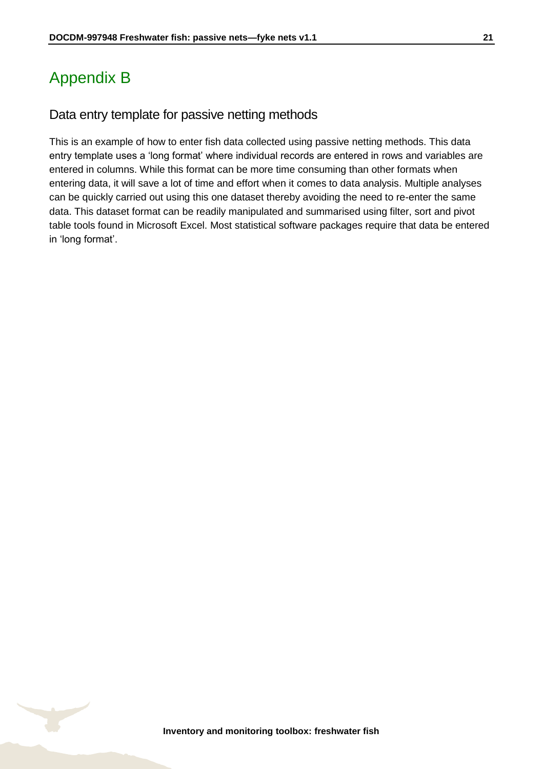# Appendix B

## Data entry template for passive netting methods

This is an example of how to enter fish data collected using passive netting methods. This data entry template uses a 'long format' where individual records are entered in rows and variables are entered in columns. While this format can be more time consuming than other formats when entering data, it will save a lot of time and effort when it comes to data analysis. Multiple analyses can be quickly carried out using this one dataset thereby avoiding the need to re-enter the same data. This dataset format can be readily manipulated and summarised using filter, sort and pivot table tools found in Microsoft Excel. Most statistical software packages require that data be entered in 'long format'.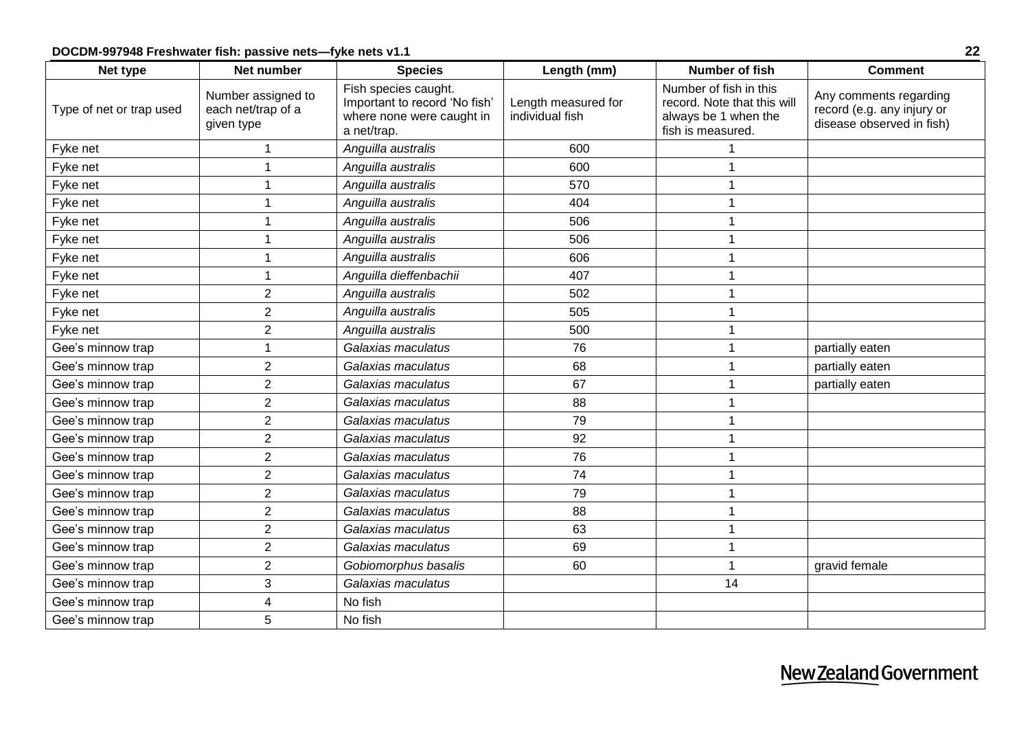| Net type | Net number | Species | Length (mm) | Number of fish | Comment |
|---|---|---|---|---|---|
| Type of net or trap used | Number assigned to each net/trap of a given type | Fish species caught. Important to record 'No fish' where none were caught in a net/trap. | Length measured for individual fish | Number of fish in this record. Note that this will always be 1 when the fish is measured. | Any comments regarding record (e.g. any injury or disease observed in fish) |
| Fyke net | 1 | *Anguilla australis* | 600 | 1 | |
| Fyke net | 1 | *Anguilla australis* | 600 | 1 | |
| Fyke net | 1 | *Anguilla australis* | 570 | 1 | |
| Fyke net | 1 | *Anguilla australis* | 404 | 1 | |
| Fyke net | 1 | *Anguilla australis* | 506 | 1 | |
| Fyke net | 1 | *Anguilla australis* | 506 | 1 | |
| Fyke net | 1 | *Anguilla australis* | 606 | 1 | |
| Fyke net | 1 | *Anguilla dieffenbachii* | 407 | 1 | |
| Fyke net | 2 | *Anguilla australis* | 502 | 1 | |
| Fyke net | 2 | *Anguilla australis* | 505 | 1 | |
| Fyke net | 2 | *Anguilla australis* | 500 | 1 | |
| Gee's minnow trap | 1 | *Galaxias maculatus* | 76 | 1 | partially eaten |
| Gee's minnow trap | 2 | *Galaxias maculatus* | 68 | 1 | partially eaten |
| Gee's minnow trap | 2 | *Galaxias maculatus* | 67 | 1 | partially eaten |
| Gee's minnow trap | 2 | *Galaxias maculatus* | 88 | 1 | |
| Gee's minnow trap | 2 | *Galaxias maculatus* | 79 | 1 | |
| Gee's minnow trap | 2 | *Galaxias maculatus* | 92 | 1 | |
| Gee's minnow trap | 2 | *Galaxias maculatus* | 76 | 1 | |
| Gee's minnow trap | 2 | *Galaxias maculatus* | 74 | 1 | |
| Gee's minnow trap | 2 | *Galaxias maculatus* | 79 | 1 | |
| Gee's minnow trap | 2 | *Galaxias maculatus* | 88 | 1 | |
| Gee's minnow trap | 2 | *Galaxias maculatus* | 63 | 1 | |
| Gee's minnow trap | 2 | *Galaxias maculatus* | 69 | 1 | |
| Gee's minnow trap | 2 | *Gobiomorphus basalis* | 60 | 1 | gravid female |
| Gee's minnow trap | 3 | *Galaxias maculatus* | | 14 | |
| Gee's minnow trap | 4 | No fish | | | |
| Gee's minnow trap | 5 | No fish | | | |